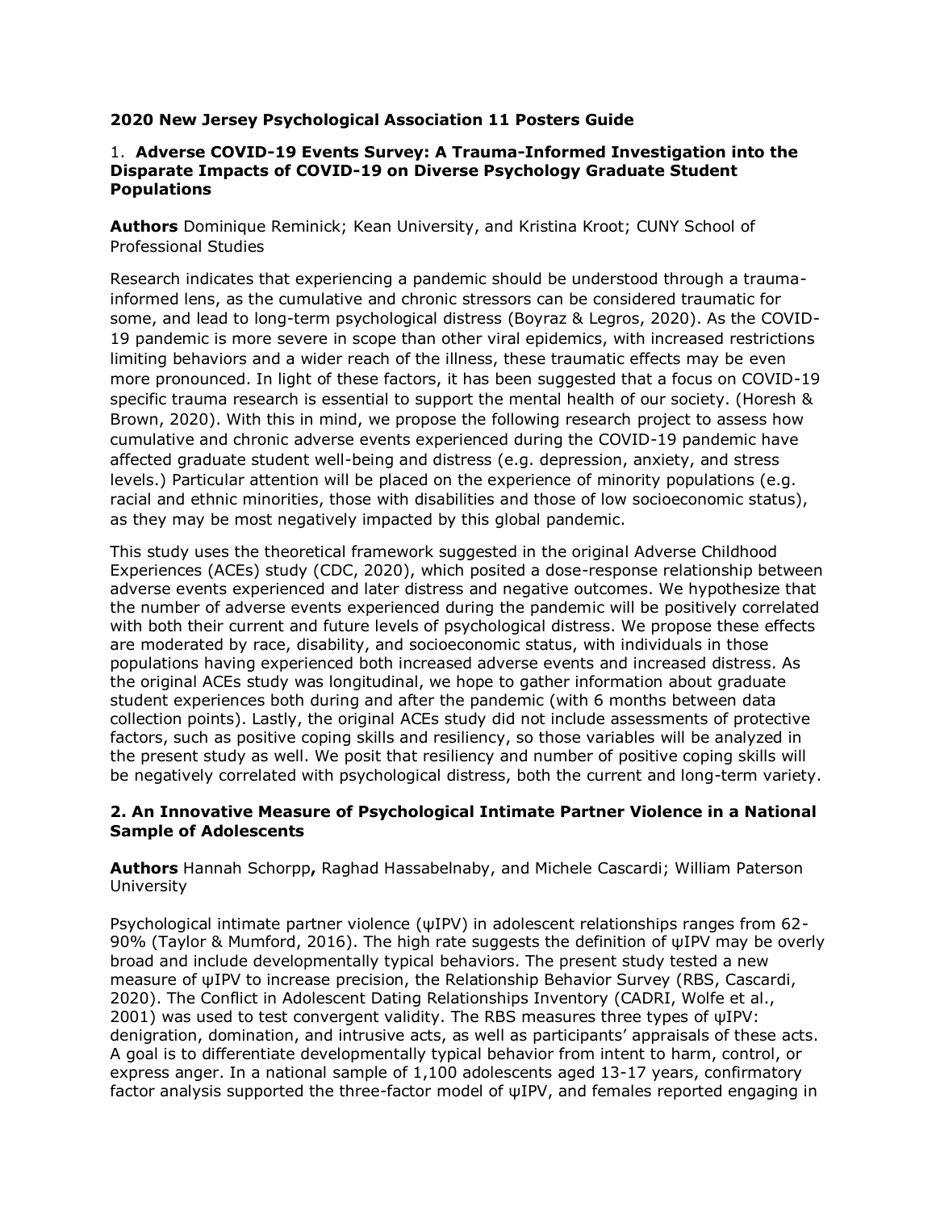**2020 New Jersey Psychological Association 11 Posters Guide**

### 1. **Adverse COVID-19 Events Survey: A Trauma-Informed Investigation into the Disparate Impacts of COVID-19 on Diverse Psychology Graduate Student Populations**

**Authors** Dominique Reminick; Kean University, and Kristina Kroot; CUNY School of Professional Studies

Research indicates that experiencing a pandemic should be understood through a trauma-informed lens, as the cumulative and chronic stressors can be considered traumatic for some, and lead to long-term psychological distress (Boyraz & Legros, 2020). As the COVID-19 pandemic is more severe in scope than other viral epidemics, with increased restrictions limiting behaviors and a wider reach of the illness, these traumatic effects may be even more pronounced. In light of these factors, it has been suggested that a focus on COVID-19 specific trauma research is essential to support the mental health of our society. (Horesh & Brown, 2020). With this in mind, we propose the following research project to assess how cumulative and chronic adverse events experienced during the COVID-19 pandemic have affected graduate student well-being and distress (e.g. depression, anxiety, and stress levels.) Particular attention will be placed on the experience of minority populations (e.g. racial and ethnic minorities, those with disabilities and those of low socioeconomic status), as they may be most negatively impacted by this global pandemic.

This study uses the theoretical framework suggested in the original Adverse Childhood Experiences (ACEs) study (CDC, 2020), which posited a dose-response relationship between adverse events experienced and later distress and negative outcomes. We hypothesize that the number of adverse events experienced during the pandemic will be positively correlated with both their current and future levels of psychological distress. We propose these effects are moderated by race, disability, and socioeconomic status, with individuals in those populations having experienced both increased adverse events and increased distress. As the original ACEs study was longitudinal, we hope to gather information about graduate student experiences both during and after the pandemic (with 6 months between data collection points). Lastly, the original ACEs study did not include assessments of protective factors, such as positive coping skills and resiliency, so those variables will be analyzed in the present study as well. We posit that resiliency and number of positive coping skills will be negatively correlated with psychological distress, both the current and long-term variety.

### 2. An Innovative Measure of Psychological Intimate Partner Violence in a National Sample of Adolescents

**Authors** Hannah Schorpp**,** Raghad Hassabelnaby, and Michele Cascardi; William Paterson University

Psychological intimate partner violence (ψIPV) in adolescent relationships ranges from 62-90% (Taylor & Mumford, 2016). The high rate suggests the definition of ψIPV may be overly broad and include developmentally typical behaviors. The present study tested a new measure of ψIPV to increase precision, the Relationship Behavior Survey (RBS, Cascardi, 2020). The Conflict in Adolescent Dating Relationships Inventory (CADRI, Wolfe et al., 2001) was used to test convergent validity. The RBS measures three types of ψIPV: denigration, domination, and intrusive acts, as well as participants' appraisals of these acts. A goal is to differentiate developmentally typical behavior from intent to harm, control, or express anger. In a national sample of 1,100 adolescents aged 13-17 years, confirmatory factor analysis supported the three-factor model of ψIPV, and females reported engaging in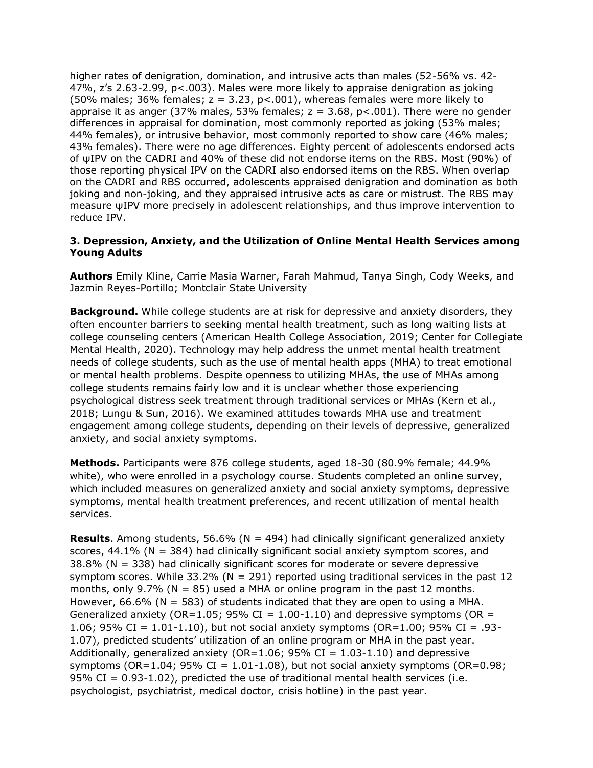higher rates of denigration, domination, and intrusive acts than males (52-56% vs. 42-47%, z's 2.63-2.99, $p<.003$). Males were more likely to appraise denigration as joking (50% males; 36% females; $z = 3.23$, $p<.001$), whereas females were more likely to appraise it as anger (37% males, 53% females; $z = 3.68$, $p<.001$). There were no gender differences in appraisal for domination, most commonly reported as joking (53% males; 44% females), or intrusive behavior, most commonly reported to show care (46% males; 43% females). There were no age differences. Eighty percent of adolescents endorsed acts of ψIPV on the CADRI and 40% of these did not endorse items on the RBS. Most (90%) of those reporting physical IPV on the CADRI also endorsed items on the RBS. When overlap on the CADRI and RBS occurred, adolescents appraised denigration and domination as both joking and non-joking, and they appraised intrusive acts as care or mistrust. The RBS may measure ψIPV more precisely in adolescent relationships, and thus improve intervention to reduce IPV.

### 3. Depression, Anxiety, and the Utilization of Online Mental Health Services among Young Adults

**Authors** Emily Kline, Carrie Masia Warner, Farah Mahmud, Tanya Singh, Cody Weeks, and Jazmin Reyes-Portillo; Montclair State University

**Background.** While college students are at risk for depressive and anxiety disorders, they often encounter barriers to seeking mental health treatment, such as long waiting lists at college counseling centers (American Health College Association, 2019; Center for Collegiate Mental Health, 2020). Technology may help address the unmet mental health treatment needs of college students, such as the use of mental health apps (MHA) to treat emotional or mental health problems. Despite openness to utilizing MHAs, the use of MHAs among college students remains fairly low and it is unclear whether those experiencing psychological distress seek treatment through traditional services or MHAs (Kern et al., 2018; Lungu & Sun, 2016). We examined attitudes towards MHA use and treatment engagement among college students, depending on their levels of depressive, generalized anxiety, and social anxiety symptoms.

**Methods.** Participants were 876 college students, aged 18-30 (80.9% female; 44.9% white), who were enrolled in a psychology course. Students completed an online survey, which included measures on generalized anxiety and social anxiety symptoms, depressive symptoms, mental health treatment preferences, and recent utilization of mental health services.

**Results**. Among students, 56.6% ($N = 494$) had clinically significant generalized anxiety scores, 44.1% ($N = 384$) had clinically significant social anxiety symptom scores, and 38.8% ($N = 338$) had clinically significant scores for moderate or severe depressive symptom scores. While 33.2% ($N = 291$) reported using traditional services in the past 12 months, only 9.7% ($N = 85$) used a MHA or online program in the past 12 months. However, 66.6% ($N = 583$) of students indicated that they are open to using a MHA. Generalized anxiety ($OR=1.05$; 95% CI = 1.00-1.10) and depressive symptoms ($OR = 1.06$; 95% CI = 1.01-1.10), but not social anxiety symptoms ($OR=1.00$; 95% CI = .93-1.07), predicted students' utilization of an online program or MHA in the past year. Additionally, generalized anxiety ($OR=1.06$; 95% CI = 1.03-1.10) and depressive symptoms ($OR=1.04$; 95% CI = 1.01-1.08), but not social anxiety symptoms ($OR=0.98$; 95% CI = 0.93-1.02), predicted the use of traditional mental health services (i.e. psychologist, psychiatrist, medical doctor, crisis hotline) in the past year.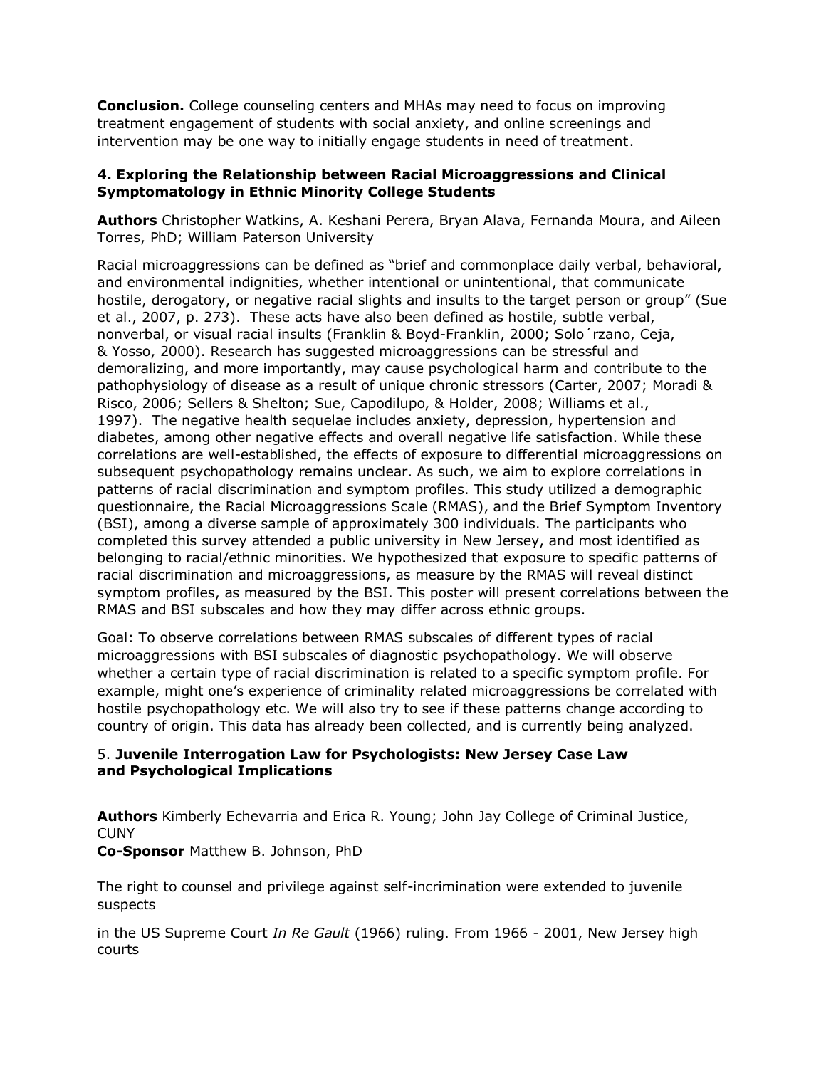**Conclusion.** College counseling centers and MHAs may need to focus on improving treatment engagement of students with social anxiety, and online screenings and intervention may be one way to initially engage students in need of treatment.

### 4. Exploring the Relationship between Racial Microaggressions and Clinical Symptomatology in Ethnic Minority College Students

**Authors** Christopher Watkins, A. Keshani Perera, Bryan Alava, Fernanda Moura, and Aileen Torres, PhD; William Paterson University

Racial microaggressions can be defined as "brief and commonplace daily verbal, behavioral, and environmental indignities, whether intentional or unintentional, that communicate hostile, derogatory, or negative racial slights and insults to the target person or group" (Sue et al., 2007, p. 273). These acts have also been defined as hostile, subtle verbal, nonverbal, or visual racial insults (Franklin & Boyd-Franklin, 2000; Solo´rzano, Ceja, & Yosso, 2000). Research has suggested microaggressions can be stressful and demoralizing, and more importantly, may cause psychological harm and contribute to the pathophysiology of disease as a result of unique chronic stressors (Carter, 2007; Moradi & Risco, 2006; Sellers & Shelton; Sue, Capodilupo, & Holder, 2008; Williams et al., 1997). The negative health sequelae includes anxiety, depression, hypertension and diabetes, among other negative effects and overall negative life satisfaction. While these correlations are well-established, the effects of exposure to differential microaggressions on subsequent psychopathology remains unclear. As such, we aim to explore correlations in patterns of racial discrimination and symptom profiles. This study utilized a demographic questionnaire, the Racial Microaggressions Scale (RMAS), and the Brief Symptom Inventory (BSI), among a diverse sample of approximately 300 individuals. The participants who completed this survey attended a public university in New Jersey, and most identified as belonging to racial/ethnic minorities. We hypothesized that exposure to specific patterns of racial discrimination and microaggressions, as measure by the RMAS will reveal distinct symptom profiles, as measured by the BSI. This poster will present correlations between the RMAS and BSI subscales and how they may differ across ethnic groups.

Goal: To observe correlations between RMAS subscales of different types of racial microaggressions with BSI subscales of diagnostic psychopathology. We will observe whether a certain type of racial discrimination is related to a specific symptom profile. For example, might one's experience of criminality related microaggressions be correlated with hostile psychopathology etc. We will also try to see if these patterns change according to country of origin. This data has already been collected, and is currently being analyzed.

### 5. Juvenile Interrogation Law for Psychologists: New Jersey Case Law and Psychological Implications

**Authors** Kimberly Echevarria and Erica R. Young; John Jay College of Criminal Justice, CUNY
**Co-Sponsor** Matthew B. Johnson, PhD

The right to counsel and privilege against self-incrimination were extended to juvenile suspects

in the US Supreme Court *In Re Gault* (1966) ruling. From 1966 - 2001, New Jersey high courts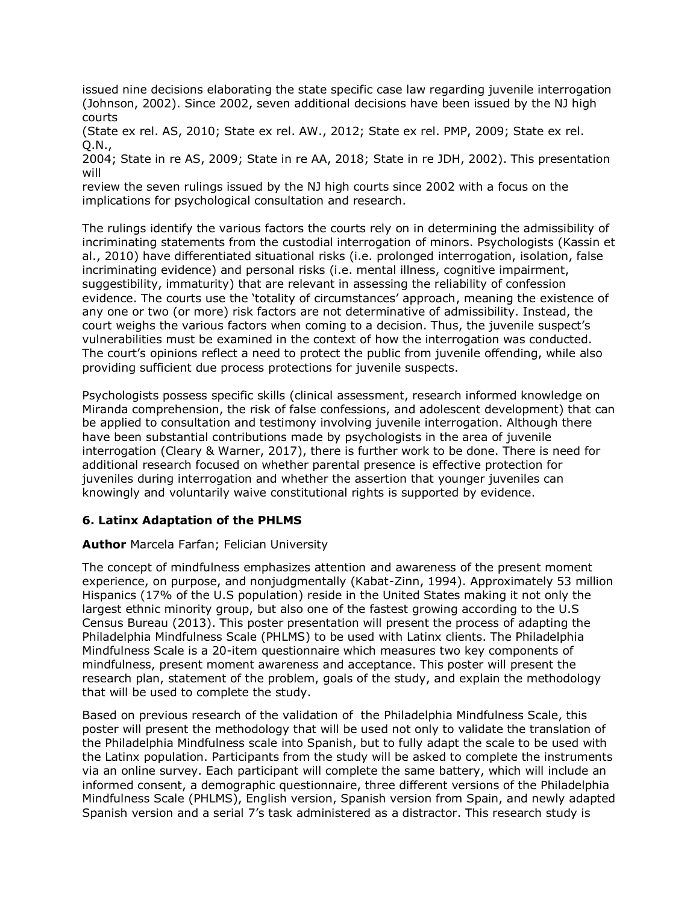issued nine decisions elaborating the state specific case law regarding juvenile interrogation (Johnson, 2002). Since 2002, seven additional decisions have been issued by the NJ high courts (State ex rel. AS, 2010; State ex rel. AW., 2012; State ex rel. PMP, 2009; State ex rel. Q.N., 2004; State in re AS, 2009; State in re AA, 2018; State in re JDH, 2002). This presentation will review the seven rulings issued by the NJ high courts since 2002 with a focus on the implications for psychological consultation and research.

The rulings identify the various factors the courts rely on in determining the admissibility of incriminating statements from the custodial interrogation of minors. Psychologists (Kassin et al., 2010) have differentiated situational risks (i.e. prolonged interrogation, isolation, false incriminating evidence) and personal risks (i.e. mental illness, cognitive impairment, suggestibility, immaturity) that are relevant in assessing the reliability of confession evidence. The courts use the 'totality of circumstances' approach, meaning the existence of any one or two (or more) risk factors are not determinative of admissibility. Instead, the court weighs the various factors when coming to a decision. Thus, the juvenile suspect's vulnerabilities must be examined in the context of how the interrogation was conducted. The court's opinions reflect a need to protect the public from juvenile offending, while also providing sufficient due process protections for juvenile suspects.

Psychologists possess specific skills (clinical assessment, research informed knowledge on Miranda comprehension, the risk of false confessions, and adolescent development) that can be applied to consultation and testimony involving juvenile interrogation. Although there have been substantial contributions made by psychologists in the area of juvenile interrogation (Cleary & Warner, 2017), there is further work to be done. There is need for additional research focused on whether parental presence is effective protection for juveniles during interrogation and whether the assertion that younger juveniles can knowingly and voluntarily waive constitutional rights is supported by evidence.

### 6. Latinx Adaptation of the PHLMS

**Author** Marcela Farfan; Felician University

The concept of mindfulness emphasizes attention and awareness of the present moment experience, on purpose, and nonjudgmentally (Kabat-Zinn, 1994). Approximately 53 million Hispanics (17% of the U.S population) reside in the United States making it not only the largest ethnic minority group, but also one of the fastest growing according to the U.S Census Bureau (2013). This poster presentation will present the process of adapting the Philadelphia Mindfulness Scale (PHLMS) to be used with Latinx clients. The Philadelphia Mindfulness Scale is a 20-item questionnaire which measures two key components of mindfulness, present moment awareness and acceptance. This poster will present the research plan, statement of the problem, goals of the study, and explain the methodology that will be used to complete the study.

Based on previous research of the validation of the Philadelphia Mindfulness Scale, this poster will present the methodology that will be used not only to validate the translation of the Philadelphia Mindfulness scale into Spanish, but to fully adapt the scale to be used with the Latinx population. Participants from the study will be asked to complete the instruments via an online survey. Each participant will complete the same battery, which will include an informed consent, a demographic questionnaire, three different versions of the Philadelphia Mindfulness Scale (PHLMS), English version, Spanish version from Spain, and newly adapted Spanish version and a serial 7's task administered as a distractor. This research study is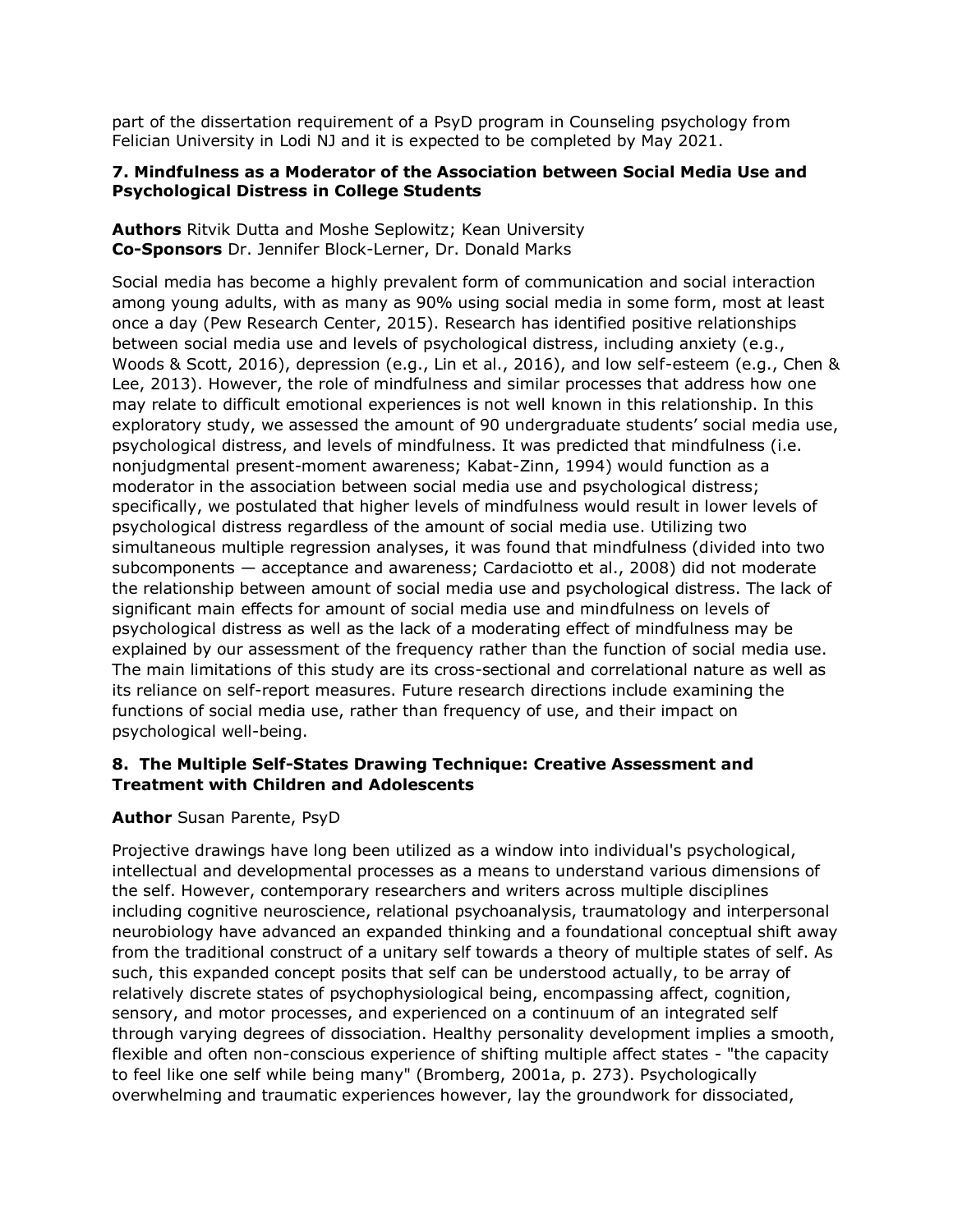part of the dissertation requirement of a PsyD program in Counseling psychology from Felician University in Lodi NJ and it is expected to be completed by May 2021.

### 7. Mindfulness as a Moderator of the Association between Social Media Use and Psychological Distress in College Students

**Authors** Ritvik Dutta and Moshe Seplowitz; Kean University
**Co-Sponsors** Dr. Jennifer Block-Lerner, Dr. Donald Marks

Social media has become a highly prevalent form of communication and social interaction among young adults, with as many as 90% using social media in some form, most at least once a day (Pew Research Center, 2015). Research has identified positive relationships between social media use and levels of psychological distress, including anxiety (e.g., Woods & Scott, 2016), depression (e.g., Lin et al., 2016), and low self-esteem (e.g., Chen & Lee, 2013). However, the role of mindfulness and similar processes that address how one may relate to difficult emotional experiences is not well known in this relationship. In this exploratory study, we assessed the amount of 90 undergraduate students' social media use, psychological distress, and levels of mindfulness. It was predicted that mindfulness (i.e. nonjudgmental present-moment awareness; Kabat-Zinn, 1994) would function as a moderator in the association between social media use and psychological distress; specifically, we postulated that higher levels of mindfulness would result in lower levels of psychological distress regardless of the amount of social media use. Utilizing two simultaneous multiple regression analyses, it was found that mindfulness (divided into two subcomponents — acceptance and awareness; Cardaciotto et al., 2008) did not moderate the relationship between amount of social media use and psychological distress. The lack of significant main effects for amount of social media use and mindfulness on levels of psychological distress as well as the lack of a moderating effect of mindfulness may be explained by our assessment of the frequency rather than the function of social media use. The main limitations of this study are its cross-sectional and correlational nature as well as its reliance on self-report measures. Future research directions include examining the functions of social media use, rather than frequency of use, and their impact on psychological well-being.

### 8. The Multiple Self-States Drawing Technique: Creative Assessment and Treatment with Children and Adolescents

**Author** Susan Parente, PsyD

Projective drawings have long been utilized as a window into individual's psychological, intellectual and developmental processes as a means to understand various dimensions of the self. However, contemporary researchers and writers across multiple disciplines including cognitive neuroscience, relational psychoanalysis, traumatology and interpersonal neurobiology have advanced an expanded thinking and a foundational conceptual shift away from the traditional construct of a unitary self towards a theory of multiple states of self. As such, this expanded concept posits that self can be understood actually, to be array of relatively discrete states of psychophysiological being, encompassing affect, cognition, sensory, and motor processes, and experienced on a continuum of an integrated self through varying degrees of dissociation. Healthy personality development implies a smooth, flexible and often non-conscious experience of shifting multiple affect states - "the capacity to feel like one self while being many" (Bromberg, 2001a, p. 273). Psychologically overwhelming and traumatic experiences however, lay the groundwork for dissociated,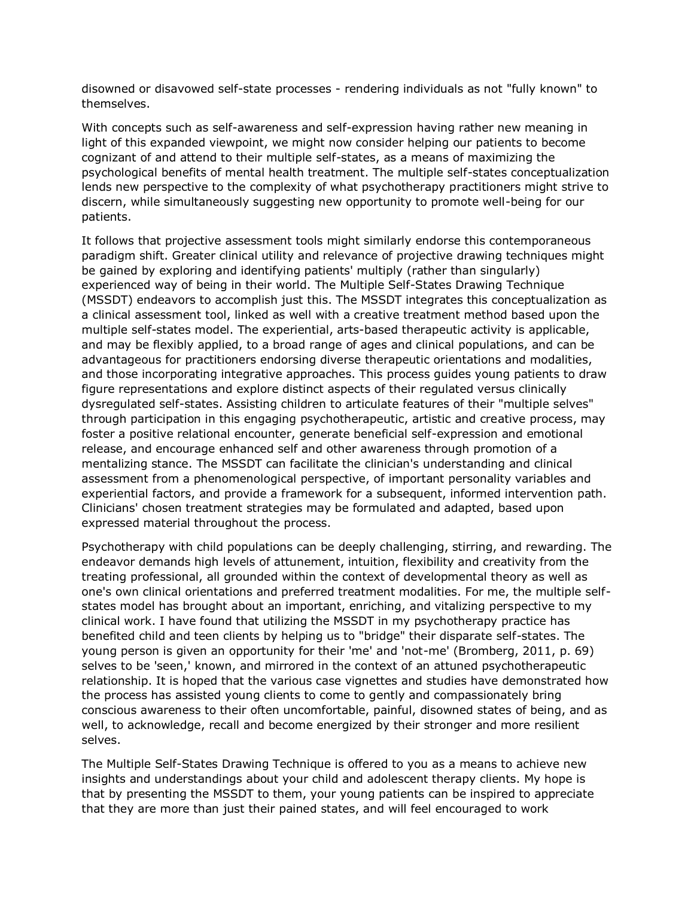disowned or disavowed self-state processes - rendering individuals as not "fully known" to themselves.

With concepts such as self-awareness and self-expression having rather new meaning in light of this expanded viewpoint, we might now consider helping our patients to become cognizant of and attend to their multiple self-states, as a means of maximizing the psychological benefits of mental health treatment. The multiple self-states conceptualization lends new perspective to the complexity of what psychotherapy practitioners might strive to discern, while simultaneously suggesting new opportunity to promote well-being for our patients.

It follows that projective assessment tools might similarly endorse this contemporaneous paradigm shift. Greater clinical utility and relevance of projective drawing techniques might be gained by exploring and identifying patients' multiply (rather than singularly) experienced way of being in their world. The Multiple Self-States Drawing Technique (MSSDT) endeavors to accomplish just this. The MSSDT integrates this conceptualization as a clinical assessment tool, linked as well with a creative treatment method based upon the multiple self-states model. The experiential, arts-based therapeutic activity is applicable, and may be flexibly applied, to a broad range of ages and clinical populations, and can be advantageous for practitioners endorsing diverse therapeutic orientations and modalities, and those incorporating integrative approaches. This process guides young patients to draw figure representations and explore distinct aspects of their regulated versus clinically dysregulated self-states. Assisting children to articulate features of their "multiple selves" through participation in this engaging psychotherapeutic, artistic and creative process, may foster a positive relational encounter, generate beneficial self-expression and emotional release, and encourage enhanced self and other awareness through promotion of a mentalizing stance. The MSSDT can facilitate the clinician's understanding and clinical assessment from a phenomenological perspective, of important personality variables and experiential factors, and provide a framework for a subsequent, informed intervention path. Clinicians' chosen treatment strategies may be formulated and adapted, based upon expressed material throughout the process.

Psychotherapy with child populations can be deeply challenging, stirring, and rewarding. The endeavor demands high levels of attunement, intuition, flexibility and creativity from the treating professional, all grounded within the context of developmental theory as well as one's own clinical orientations and preferred treatment modalities. For me, the multiple self-states model has brought about an important, enriching, and vitalizing perspective to my clinical work. I have found that utilizing the MSSDT in my psychotherapy practice has benefited child and teen clients by helping us to "bridge" their disparate self-states. The young person is given an opportunity for their 'me' and 'not-me' (Bromberg, 2011, p. 69) selves to be 'seen,' known, and mirrored in the context of an attuned psychotherapeutic relationship. It is hoped that the various case vignettes and studies have demonstrated how the process has assisted young clients to come to gently and compassionately bring conscious awareness to their often uncomfortable, painful, disowned states of being, and as well, to acknowledge, recall and become energized by their stronger and more resilient selves.

The Multiple Self-States Drawing Technique is offered to you as a means to achieve new insights and understandings about your child and adolescent therapy clients. My hope is that by presenting the MSSDT to them, your young patients can be inspired to appreciate that they are more than just their pained states, and will feel encouraged to work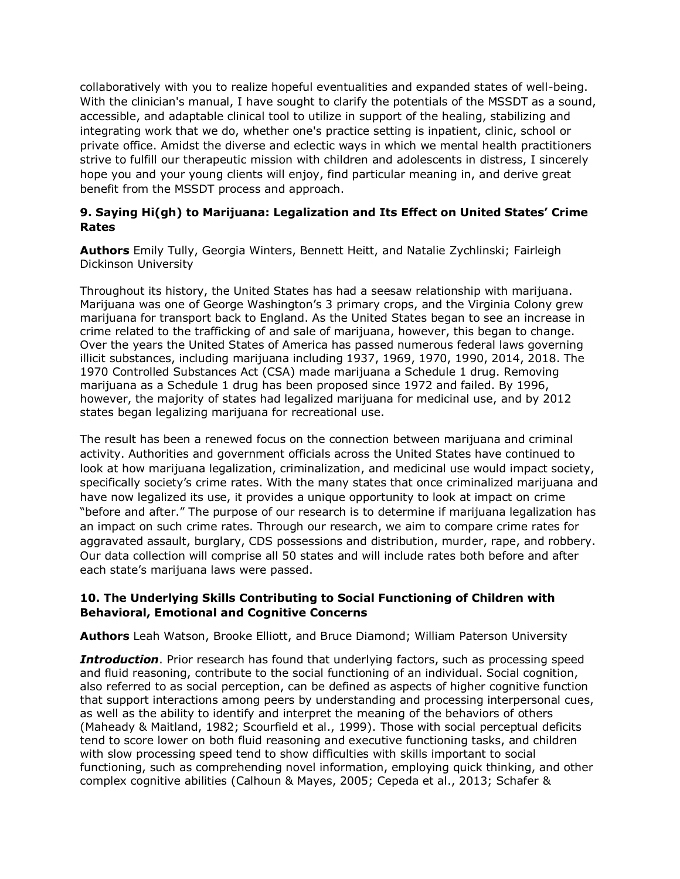collaboratively with you to realize hopeful eventualities and expanded states of well-being. With the clinician's manual, I have sought to clarify the potentials of the MSSDT as a sound, accessible, and adaptable clinical tool to utilize in support of the healing, stabilizing and integrating work that we do, whether one's practice setting is inpatient, clinic, school or private office. Amidst the diverse and eclectic ways in which we mental health practitioners strive to fulfill our therapeutic mission with children and adolescents in distress, I sincerely hope you and your young clients will enjoy, find particular meaning in, and derive great benefit from the MSSDT process and approach.

### 9. Saying Hi(gh) to Marijuana: Legalization and Its Effect on United States' Crime Rates

**Authors** Emily Tully, Georgia Winters, Bennett Heitt, and Natalie Zychlinski; Fairleigh Dickinson University

Throughout its history, the United States has had a seesaw relationship with marijuana. Marijuana was one of George Washington's 3 primary crops, and the Virginia Colony grew marijuana for transport back to England. As the United States began to see an increase in crime related to the trafficking of and sale of marijuana, however, this began to change. Over the years the United States of America has passed numerous federal laws governing illicit substances, including marijuana including 1937, 1969, 1970, 1990, 2014, 2018. The 1970 Controlled Substances Act (CSA) made marijuana a Schedule 1 drug. Removing marijuana as a Schedule 1 drug has been proposed since 1972 and failed. By 1996, however, the majority of states had legalized marijuana for medicinal use, and by 2012 states began legalizing marijuana for recreational use.

The result has been a renewed focus on the connection between marijuana and criminal activity. Authorities and government officials across the United States have continued to look at how marijuana legalization, criminalization, and medicinal use would impact society, specifically society's crime rates. With the many states that once criminalized marijuana and have now legalized its use, it provides a unique opportunity to look at impact on crime "before and after." The purpose of our research is to determine if marijuana legalization has an impact on such crime rates. Through our research, we aim to compare crime rates for aggravated assault, burglary, CDS possessions and distribution, murder, rape, and robbery. Our data collection will comprise all 50 states and will include rates both before and after each state's marijuana laws were passed.

### 10. The Underlying Skills Contributing to Social Functioning of Children with Behavioral, Emotional and Cognitive Concerns

**Authors** Leah Watson, Brooke Elliott, and Bruce Diamond; William Paterson University

***Introduction***. Prior research has found that underlying factors, such as processing speed and fluid reasoning, contribute to the social functioning of an individual. Social cognition, also referred to as social perception, can be defined as aspects of higher cognitive function that support interactions among peers by understanding and processing interpersonal cues, as well as the ability to identify and interpret the meaning of the behaviors of others (Maheady & Maitland, 1982; Scourfield et al., 1999). Those with social perceptual deficits tend to score lower on both fluid reasoning and executive functioning tasks, and children with slow processing speed tend to show difficulties with skills important to social functioning, such as comprehending novel information, employing quick thinking, and other complex cognitive abilities (Calhoun & Mayes, 2005; Cepeda et al., 2013; Schafer &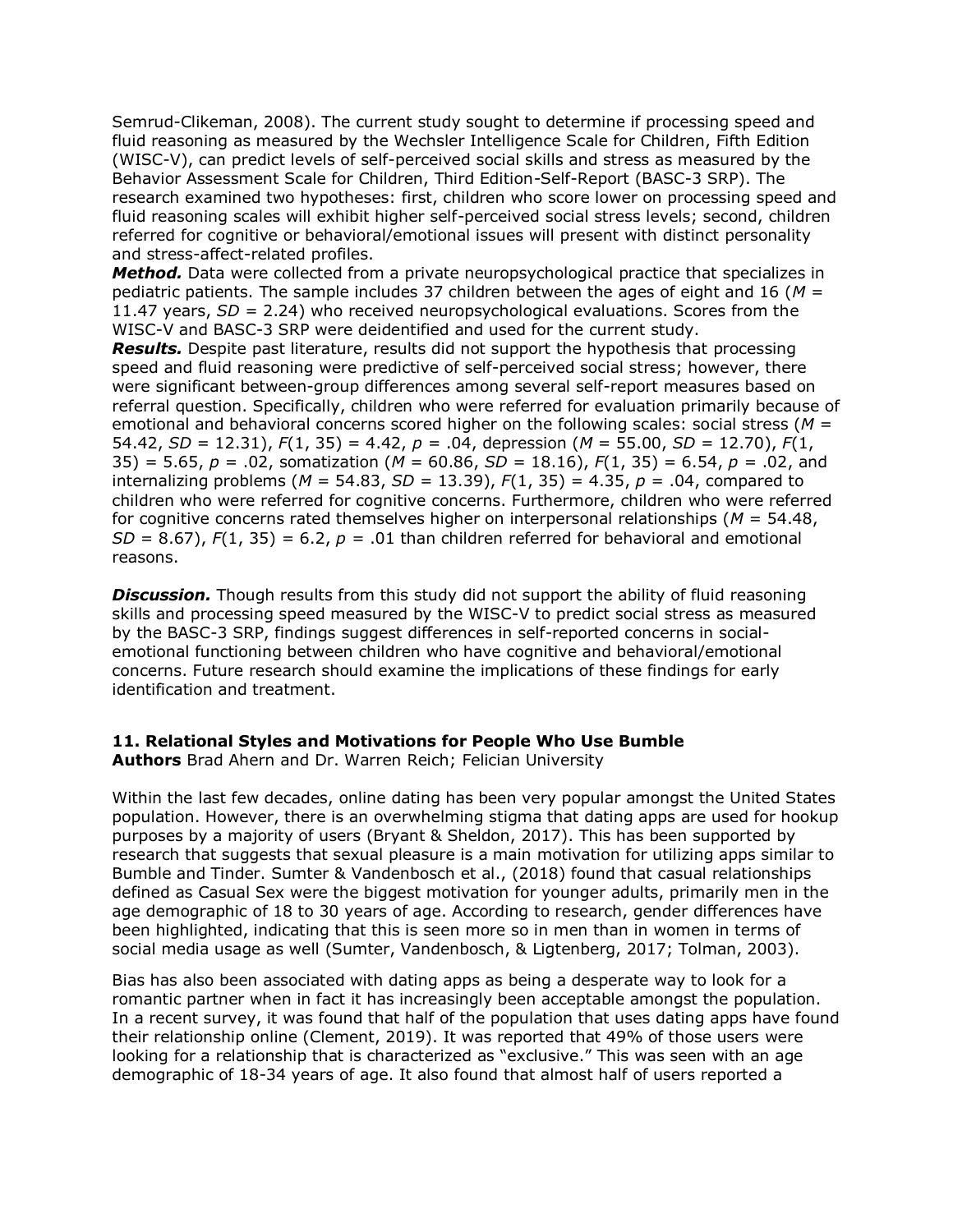Semrud-Clikeman, 2008). The current study sought to determine if processing speed and fluid reasoning as measured by the Wechsler Intelligence Scale for Children, Fifth Edition (WISC-V), can predict levels of self-perceived social skills and stress as measured by the Behavior Assessment Scale for Children, Third Edition-Self-Report (BASC-3 SRP). The research examined two hypotheses: first, children who score lower on processing speed and fluid reasoning scales will exhibit higher self-perceived social stress levels; second, children referred for cognitive or behavioral/emotional issues will present with distinct personality and stress-affect-related profiles.

***Method.*** Data were collected from a private neuropsychological practice that specializes in pediatric patients. The sample includes 37 children between the ages of eight and 16 ($M$ = 11.47 years, $SD$ = 2.24) who received neuropsychological evaluations. Scores from the WISC-V and BASC-3 SRP were deidentified and used for the current study.

***Results.*** Despite past literature, results did not support the hypothesis that processing speed and fluid reasoning were predictive of self-perceived social stress; however, there were significant between-group differences among several self-report measures based on referral question. Specifically, children who were referred for evaluation primarily because of emotional and behavioral concerns scored higher on the following scales: social stress ($M$ = 54.42, $SD$ = 12.31), $F(1, 35)$ = 4.42, $p$ = .04, depression ($M$ = 55.00, $SD$ = 12.70), $F(1, 35)$ = 5.65, $p$ = .02, somatization ($M$ = 60.86, $SD$ = 18.16), $F(1, 35)$ = 6.54, $p$ = .02, and internalizing problems ($M$ = 54.83, $SD$ = 13.39), $F(1, 35)$ = 4.35, $p$ = .04, compared to children who were referred for cognitive concerns. Furthermore, children who were referred for cognitive concerns rated themselves higher on interpersonal relationships ($M$ = 54.48, $SD$ = 8.67), $F(1, 35)$ = 6.2, $p$ = .01 than children referred for behavioral and emotional reasons.

***Discussion.*** Though results from this study did not support the ability of fluid reasoning skills and processing speed measured by the WISC-V to predict social stress as measured by the BASC-3 SRP, findings suggest differences in self-reported concerns in social-emotional functioning between children who have cognitive and behavioral/emotional concerns. Future research should examine the implications of these findings for early identification and treatment.

### 11. Relational Styles and Motivations for People Who Use Bumble

**Authors** Brad Ahern and Dr. Warren Reich; Felician University

Within the last few decades, online dating has been very popular amongst the United States population. However, there is an overwhelming stigma that dating apps are used for hookup purposes by a majority of users (Bryant & Sheldon, 2017). This has been supported by research that suggests that sexual pleasure is a main motivation for utilizing apps similar to Bumble and Tinder. Sumter & Vandenbosch et al., (2018) found that casual relationships defined as Casual Sex were the biggest motivation for younger adults, primarily men in the age demographic of 18 to 30 years of age. According to research, gender differences have been highlighted, indicating that this is seen more so in men than in women in terms of social media usage as well (Sumter, Vandenbosch, & Ligtenberg, 2017; Tolman, 2003).

Bias has also been associated with dating apps as being a desperate way to look for a romantic partner when in fact it has increasingly been acceptable amongst the population. In a recent survey, it was found that half of the population that uses dating apps have found their relationship online (Clement, 2019). It was reported that 49% of those users were looking for a relationship that is characterized as "exclusive." This was seen with an age demographic of 18-34 years of age. It also found that almost half of users reported a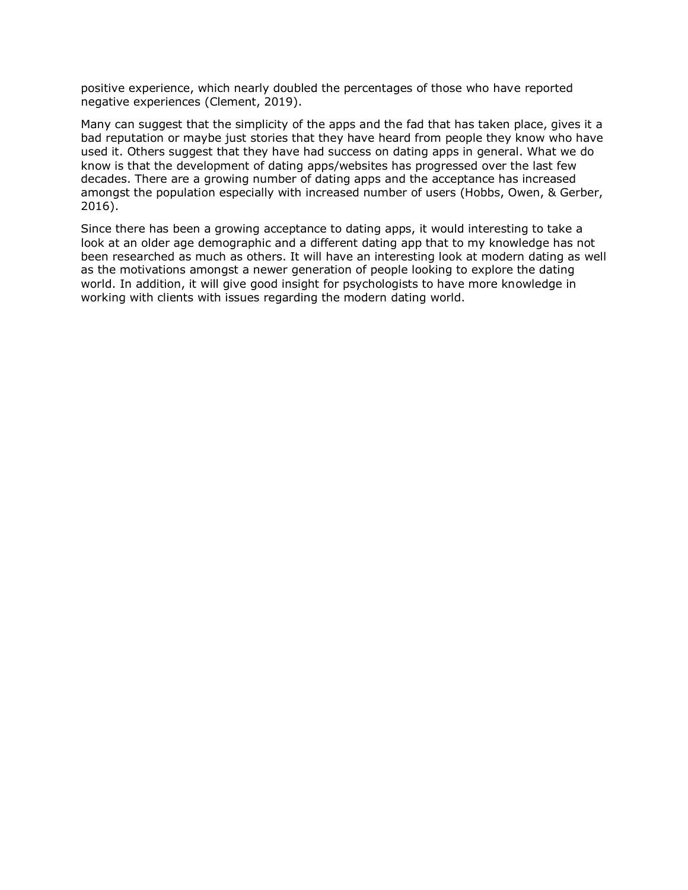positive experience, which nearly doubled the percentages of those who have reported negative experiences (Clement, 2019).

Many can suggest that the simplicity of the apps and the fad that has taken place, gives it a bad reputation or maybe just stories that they have heard from people they know who have used it. Others suggest that they have had success on dating apps in general. What we do know is that the development of dating apps/websites has progressed over the last few decades. There are a growing number of dating apps and the acceptance has increased amongst the population especially with increased number of users (Hobbs, Owen, & Gerber, 2016).

Since there has been a growing acceptance to dating apps, it would interesting to take a look at an older age demographic and a different dating app that to my knowledge has not been researched as much as others. It will have an interesting look at modern dating as well as the motivations amongst a newer generation of people looking to explore the dating world. In addition, it will give good insight for psychologists to have more knowledge in working with clients with issues regarding the modern dating world.